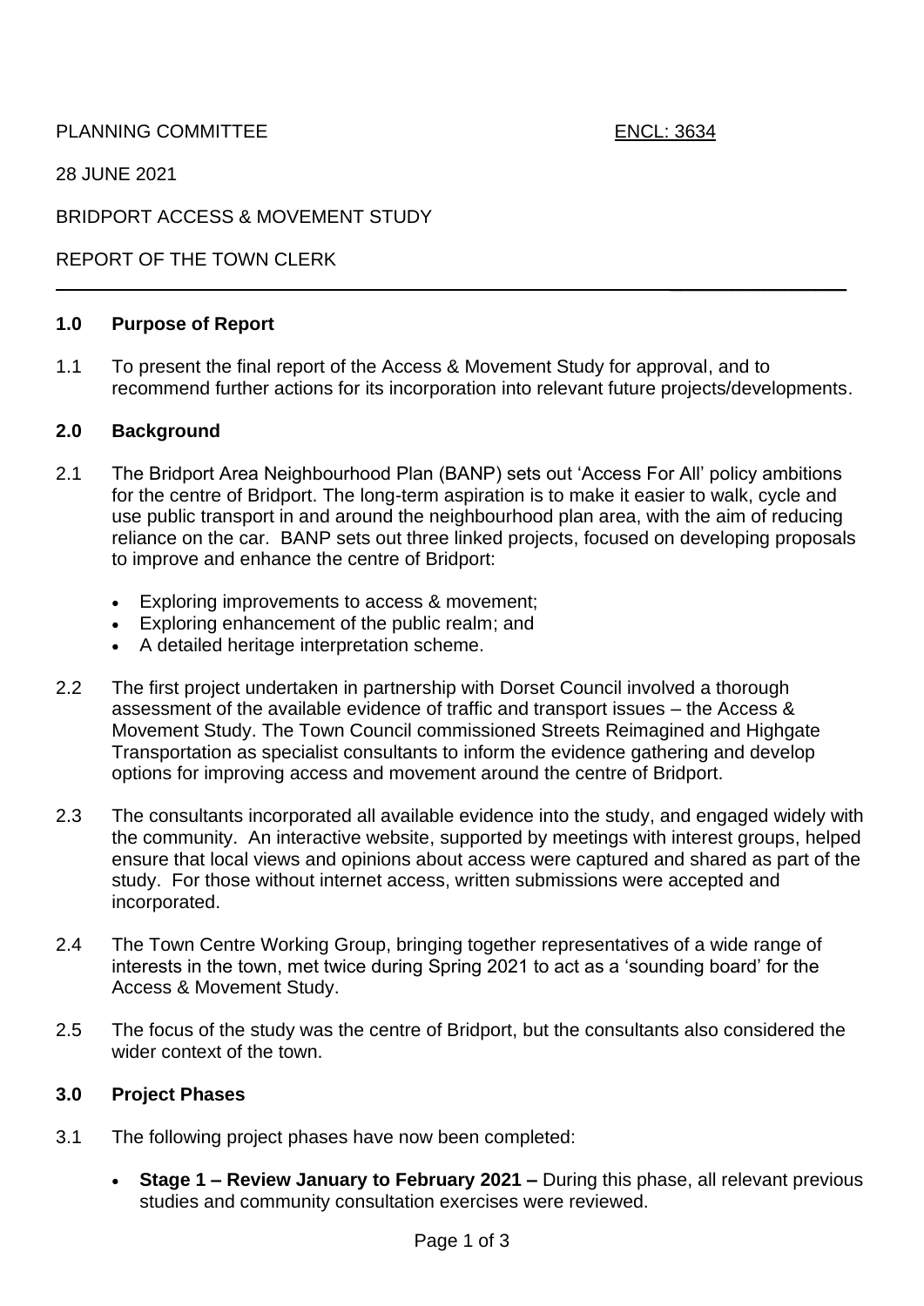PLANNING COMMITTEE ENCL: 3634

28 JUNE 2021

BRIDPORT ACCESS & MOVEMENT STUDY

REPORT OF THE TOWN CLERK

---

## 1.0 Purpose of Report

1.1 To present the final report of the Access & Movement Study for approval, and to recommend further actions for its incorporation into relevant future projects/developments.

## 2.0 Background

2.1 The Bridport Area Neighbourhood Plan (BANP) sets out 'Access For All' policy ambitions for the centre of Bridport. The long-term aspiration is to make it easier to walk, cycle and use public transport in and around the neighbourhood plan area, with the aim of reducing reliance on the car. BANP sets out three linked projects, focused on developing proposals to improve and enhance the centre of Bridport:

- Exploring improvements to access & movement;
- Exploring enhancement of the public realm; and
- A detailed heritage interpretation scheme.

2.2 The first project undertaken in partnership with Dorset Council involved a thorough assessment of the available evidence of traffic and transport issues – the Access & Movement Study. The Town Council commissioned Streets Reimagined and Highgate Transportation as specialist consultants to inform the evidence gathering and develop options for improving access and movement around the centre of Bridport.

2.3 The consultants incorporated all available evidence into the study, and engaged widely with the community. An interactive website, supported by meetings with interest groups, helped ensure that local views and opinions about access were captured and shared as part of the study. For those without internet access, written submissions were accepted and incorporated.

2.4 The Town Centre Working Group, bringing together representatives of a wide range of interests in the town, met twice during Spring 2021 to act as a 'sounding board' for the Access & Movement Study.

2.5 The focus of the study was the centre of Bridport, but the consultants also considered the wider context of the town.

## 3.0 Project Phases

3.1 The following project phases have now been completed:

- **Stage 1 – Review January to February 2021 –** During this phase, all relevant previous studies and community consultation exercises were reviewed.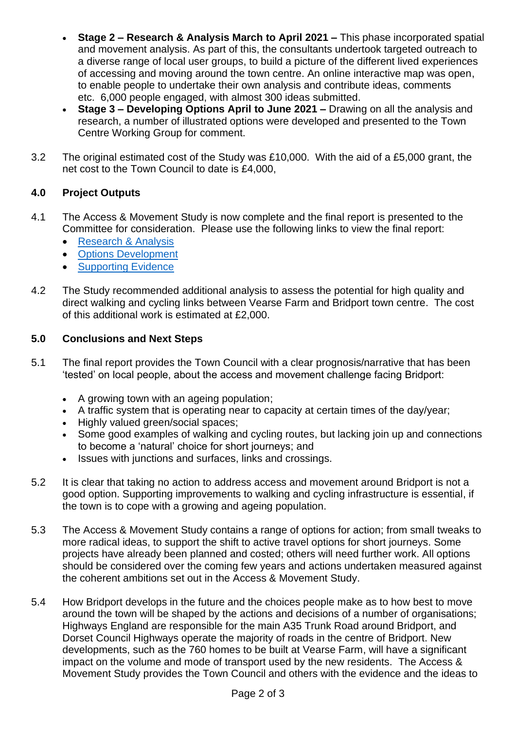- **Stage 2 – Research & Analysis March to April 2021 –** This phase incorporated spatial and movement analysis. As part of this, the consultants undertook targeted outreach to a diverse range of local user groups, to build a picture of the different lived experiences of accessing and moving around the town centre. An online interactive map was open, to enable people to undertake their own analysis and contribute ideas, comments etc. 6,000 people engaged, with almost 300 ideas submitted.
- **Stage 3 – Developing Options April to June 2021 –** Drawing on all the analysis and research, a number of illustrated options were developed and presented to the Town Centre Working Group for comment.

3.2 The original estimated cost of the Study was £10,000. With the aid of a £5,000 grant, the net cost to the Town Council to date is £4,000,

## 4.0 Project Outputs

4.1 The Access & Movement Study is now complete and the final report is presented to the Committee for consideration. Please use the following links to view the final report:

- Research & Analysis
- Options Development
- Supporting Evidence

4.2 The Study recommended additional analysis to assess the potential for high quality and direct walking and cycling links between Vearse Farm and Bridport town centre. The cost of this additional work is estimated at £2,000.

## 5.0 Conclusions and Next Steps

5.1 The final report provides the Town Council with a clear prognosis/narrative that has been 'tested' on local people, about the access and movement challenge facing Bridport:

- A growing town with an ageing population;
- A traffic system that is operating near to capacity at certain times of the day/year;
- Highly valued green/social spaces;
- Some good examples of walking and cycling routes, but lacking join up and connections to become a 'natural' choice for short journeys; and
- Issues with junctions and surfaces, links and crossings.

5.2 It is clear that taking no action to address access and movement around Bridport is not a good option. Supporting improvements to walking and cycling infrastructure is essential, if the town is to cope with a growing and ageing population.

5.3 The Access & Movement Study contains a range of options for action; from small tweaks to more radical ideas, to support the shift to active travel options for short journeys. Some projects have already been planned and costed; others will need further work. All options should be considered over the coming few years and actions undertaken measured against the coherent ambitions set out in the Access & Movement Study.

5.4 How Bridport develops in the future and the choices people make as to how best to move around the town will be shaped by the actions and decisions of a number of organisations; Highways England are responsible for the main A35 Trunk Road around Bridport, and Dorset Council Highways operate the majority of roads in the centre of Bridport. New developments, such as the 760 homes to be built at Vearse Farm, will have a significant impact on the volume and mode of transport used by the new residents. The Access & Movement Study provides the Town Council and others with the evidence and the ideas to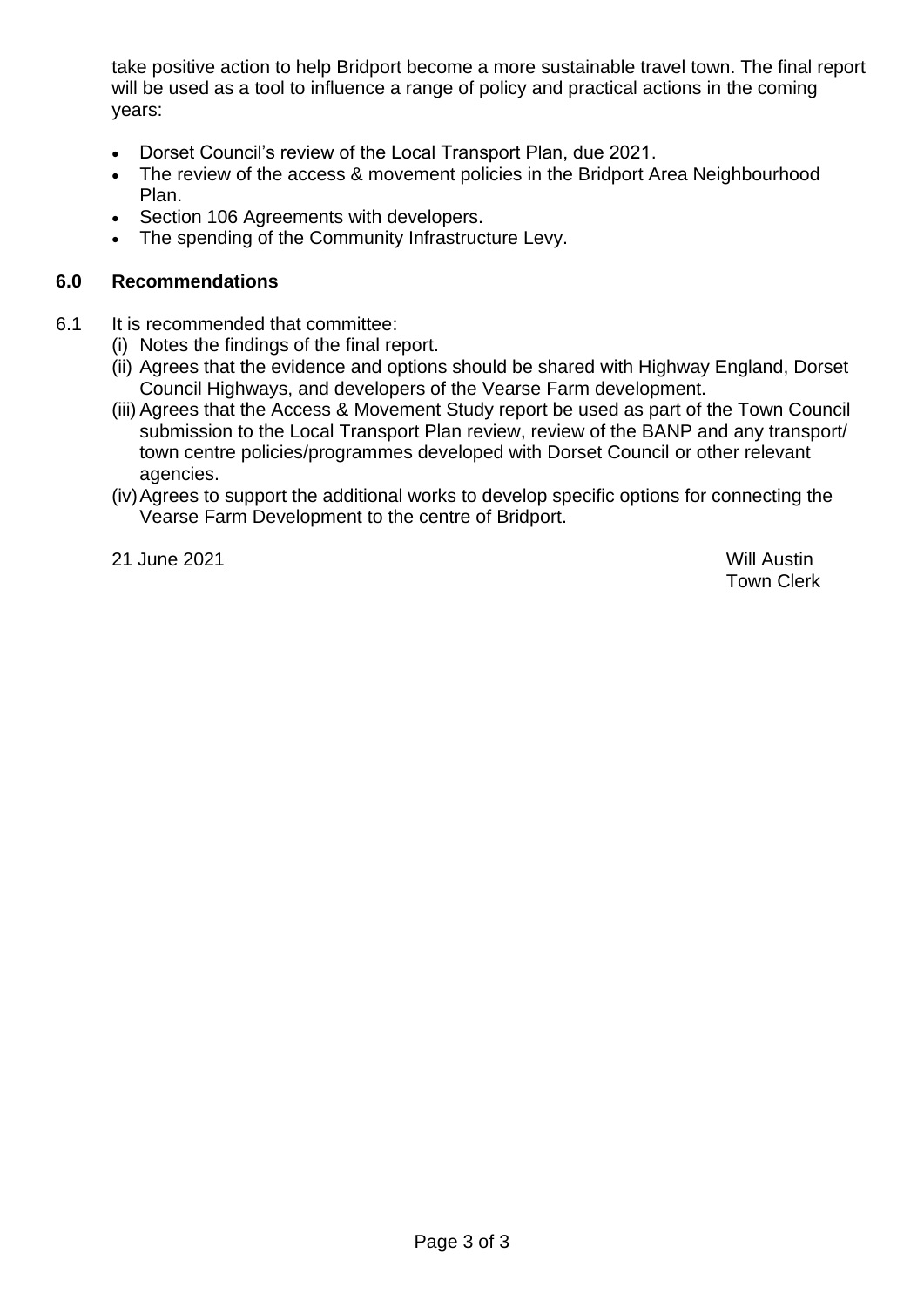take positive action to help Bridport become a more sustainable travel town. The final report will be used as a tool to influence a range of policy and practical actions in the coming years:

- Dorset Council's review of the Local Transport Plan, due 2021.
- The review of the access & movement policies in the Bridport Area Neighbourhood Plan.
- Section 106 Agreements with developers.
- The spending of the Community Infrastructure Levy.

## 6.0 Recommendations

6.1 It is recommended that committee:

(i) Notes the findings of the final report.

(ii) Agrees that the evidence and options should be shared with Highway England, Dorset Council Highways, and developers of the Vearse Farm development.

(iii) Agrees that the Access & Movement Study report be used as part of the Town Council submission to the Local Transport Plan review, review of the BANP and any transport/ town centre policies/programmes developed with Dorset Council or other relevant agencies.

(iv) Agrees to support the additional works to develop specific options for connecting the Vearse Farm Development to the centre of Bridport.

21 June 2021

Will Austin
Town Clerk